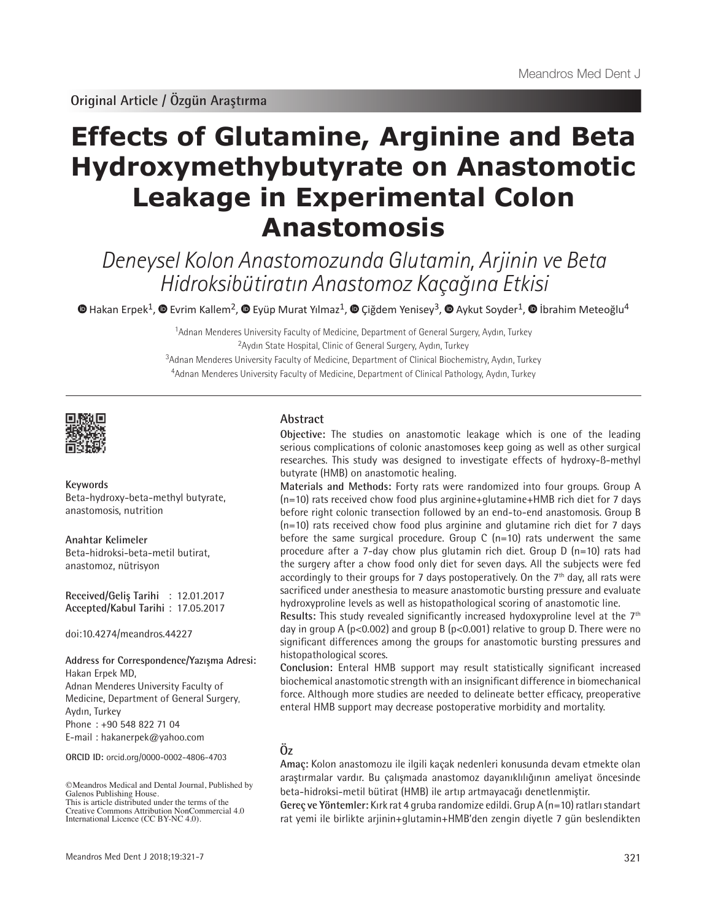Original Article / Özgün Araştırma

# Effects of Glutamine, Arginine and Beta Hydroxymethybutyrate on Anastomotic Leakage in Experimental Colon Anastomosis

## *Deneysel Kolon Anastomozunda Glutamin, Arjinin ve Beta Hidroksibütiratın Anastomoz Kaçağına Etkisi*

Hakan Erpek[1], Evrim Kallem[2], Eyüp Murat Yılmaz[1], Çiğdem Yenisey[3], Aykut Soyder[1], İbrahim Meteoğlu[4]

[1]Adnan Menderes University Faculty of Medicine, Department of General Surgery, Aydın, Turkey
[2]Aydın State Hospital, Clinic of General Surgery, Aydın, Turkey
[3]Adnan Menderes University Faculty of Medicine, Department of Clinical Biochemistry, Aydın, Turkey
[4]Adnan Menderes University Faculty of Medicine, Department of Clinical Pathology, Aydın, Turkey

**Keywords**
Beta-hydroxy-beta-methyl butyrate, anastomosis, nutrition

**Anahtar Kelimeler**
Beta-hidroksi-beta-metil butirat, anastomoz, nütrisyon

**Received/Geliş Tarihi** : 12.01.2017
**Accepted/Kabul Tarihi** : 17.05.2017

doi:10.4274/meandros.44227

**Address for Correspondence/Yazışma Adresi:**
Hakan Erpek MD,
Adnan Menderes University Faculty of Medicine, Department of General Surgery, Aydın, Turkey
Phone : +90 548 822 71 04
E-mail : hakanerpek@yahoo.com

**ORCID ID:** orcid.org/0000-0002-4806-4703

©Meandros Medical and Dental Journal, Published by Galenos Publishing House.
This is article distributed under the terms of the Creative Commons Attribution NonCommercial 4.0 International Licence (CC BY-NC 4.0).

## Abstract

**Objective:** The studies on anastomotic leakage which is one of the leading serious complications of colonic anastomoses keep going as well as other surgical researches. This study was designed to investigate effects of hydroxy-ß-methyl butyrate (HMB) on anastomotic healing.

**Materials and Methods:** Forty rats were randomized into four groups. Group A (n=10) rats received chow food plus arginine+glutamine+HMB rich diet for 7 days before right colonic transection followed by an end-to-end anastomosis. Group B (n=10) rats received chow food plus arginine and glutamine rich diet for 7 days before the same surgical procedure. Group C (n=10) rats underwent the same procedure after a 7-day chow plus glutamin rich diet. Group D (n=10) rats had the surgery after a chow food only diet for seven days. All the subjects were fed accordingly to their groups for 7 days postoperatively. On the 7$^{th}$ day, all rats were sacrificed under anesthesia to measure anastomotic bursting pressure and evaluate hydroxyproline levels as well as histopathological scoring of anastomotic line.

**Results:** This study revealed significantly increased hydoxyproline level at the 7$^{th}$ day in group A ($p<0.002$) and group B ($p<0.001$) relative to group D. There were no significant differences among the groups for anastomotic bursting pressures and histopathological scores.

**Conclusion:** Enteral HMB support may result statistically significant increased biochemical anastomotic strength with an insignificant difference in biomechanical force. Although more studies are needed to delineate better efficacy, preoperative enteral HMB support may decrease postoperative morbidity and mortality.

## Öz

**Amaç:** Kolon anastomozu ile ilgili kaçak nedenleri konusunda devam etmekte olan araştırmalar vardır. Bu çalışmada anastomoz dayanıklılığının ameliyat öncesinde beta-hidroksi-metil bütirat (HMB) ile artıp artmayacağı denetlenmiştir.

**Gereç ve Yöntemler:** Kırk rat 4 gruba randomize edildi. Grup A (n=10) ratları standart rat yemi ile birlikte arjinin+glutamin+HMB'den zengin diyetle 7 gün beslendikten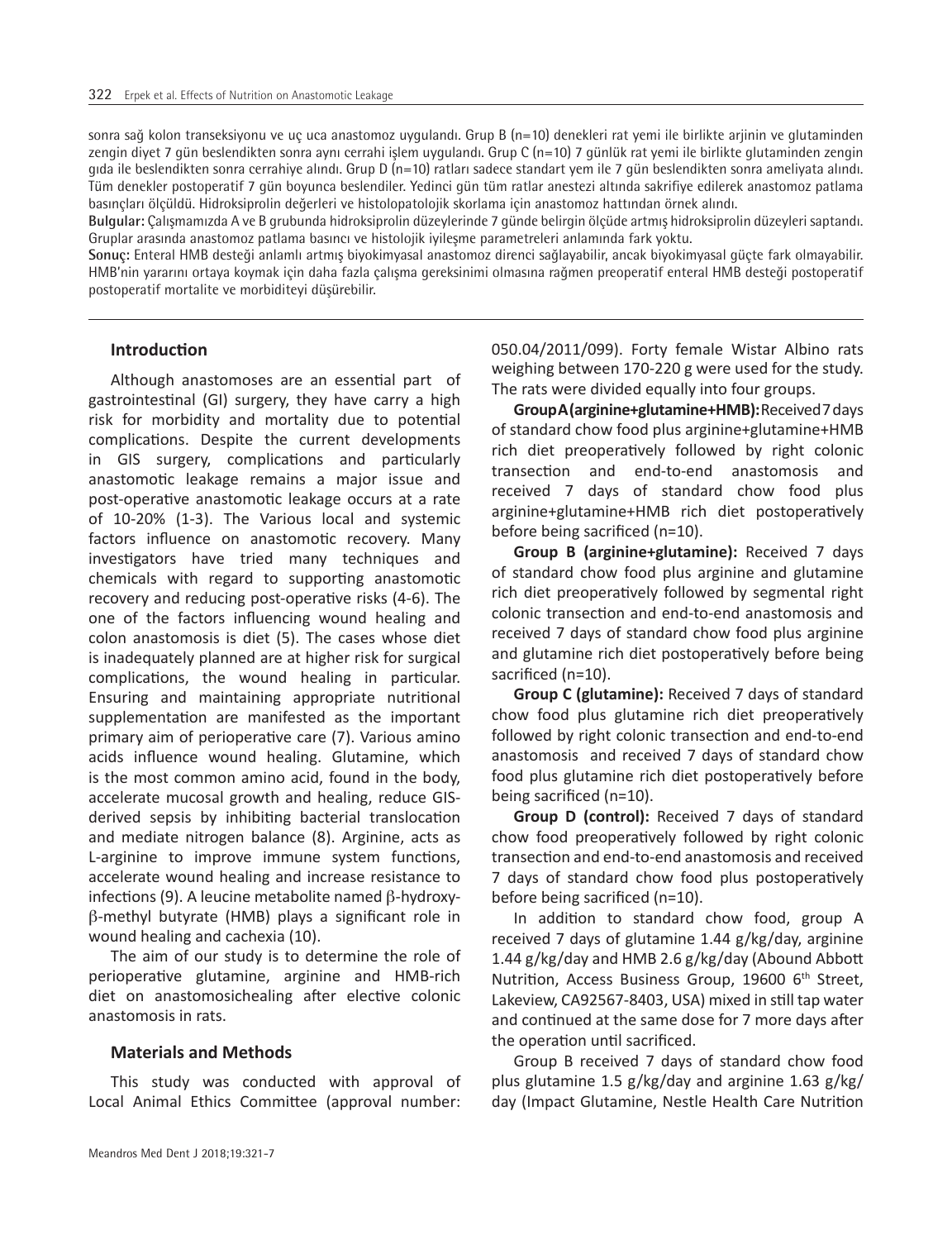sonra sağ kolon transeksiyonu ve uç uca anastomoz uygulandı. Grup B (n=10) denekleri rat yemi ile birlikte arjinin ve glutaminden zengin diyet 7 gün beslendikten sonra aynı cerrahi işlem uygulandı. Grup C (n=10) 7 günlük rat yemi ile birlikte glutaminden zengin gıda ile beslendikten sonra cerrahiye alındı. Grup D (n=10) ratları sadece standart yem ile 7 gün beslendikten sonra ameliyata alındı. Tüm denekler postoperatif 7 gün boyunca beslendiler. Yedinci gün tüm ratlar anestezi altında sakrifiye edilerek anastomoz patlama basınçları ölçüldü. Hidroksiprolin değerleri ve histolopatolojik skorlama için anastomoz hattından örnek alındı.

**Bulgular:** Çalışmamızda A ve B grubunda hidroksiprolin düzeylerinde 7 günde belirgin ölçüde artmış hidroksiprolin düzeyleri saptandı. Gruplar arasında anastomoz patlama basıncı ve histolojik iyileşme parametreleri anlamında fark yoktu.

**Sonuç:** Enteral HMB desteği anlamlı artmış biyokimyasal anastomoz direnci sağlayabilir, ancak biyokimyasal güçte fark olmayabilir. HMB'nin yararını ortaya koymak için daha fazla çalışma gereksinimi olmasına rağmen preoperatif enteral HMB desteği postoperatif postoperatif mortalite ve morbiditeyi düşürebilir.

## Introduction

Although anastomoses are an essential part of gastrointestinal (GI) surgery, they have carry a high risk for morbidity and mortality due to potential complications. Despite the current developments in GIS surgery, complications and particularly anastomotic leakage remains a major issue and post-operative anastomotic leakage occurs at a rate of 10-20% (1-3). The Various local and systemic factors influence on anastomotic recovery. Many investigators have tried many techniques and chemicals with regard to supporting anastomotic recovery and reducing post-operative risks (4-6). The one of the factors influencing wound healing and colon anastomosis is diet (5). The cases whose diet is inadequately planned are at higher risk for surgical complications, the wound healing in particular. Ensuring and maintaining appropriate nutritional supplementation are manifested as the important primary aim of perioperative care (7). Various amino acids influence wound healing. Glutamine, which is the most common amino acid, found in the body, accelerate mucosal growth and healing, reduce GIS-derived sepsis by inhibiting bacterial translocation and mediate nitrogen balance (8). Arginine, acts as L-arginine to improve immune system functions, accelerate wound healing and increase resistance to infections (9). A leucine metabolite named β-hydroxy-β-methyl butyrate (HMB) plays a significant role in wound healing and cachexia (10).

The aim of our study is to determine the role of perioperative glutamine, arginine and HMB-rich diet on anastomosichealing after elective colonic anastomosis in rats.

## Materials and Methods

This study was conducted with approval of Local Animal Ethics Committee (approval number: 050.04/2011/099). Forty female Wistar Albino rats weighing between 170-220 g were used for the study. The rats were divided equally into four groups.

**Group A (arginine+glutamine+HMB):** Received 7 days of standard chow food plus arginine+glutamine+HMB rich diet preoperatively followed by right colonic transection and end-to-end anastomosis and received 7 days of standard chow food plus arginine+glutamine+HMB rich diet postoperatively before being sacrificed (n=10).

**Group B (arginine+glutamine):** Received 7 days of standard chow food plus arginine and glutamine rich diet preoperatively followed by segmental right colonic transection and end-to-end anastomosis and received 7 days of standard chow food plus arginine and glutamine rich diet postoperatively before being sacrificed (n=10).

**Group C (glutamine):** Received 7 days of standard chow food plus glutamine rich diet preoperatively followed by right colonic transection and end-to-end anastomosis and received 7 days of standard chow food plus glutamine rich diet postoperatively before being sacrificed (n=10).

**Group D (control):** Received 7 days of standard chow food preoperatively followed by right colonic transection and end-to-end anastomosis and received 7 days of standard chow food plus postoperatively before being sacrificed (n=10).

In addition to standard chow food, group A received 7 days of glutamine 1.44 g/kg/day, arginine 1.44 g/kg/day and HMB 2.6 g/kg/day (Abound Abbott Nutrition, Access Business Group, 19600 6th Street, Lakeview, CA92567-8403, USA) mixed in still tap water and continued at the same dose for 7 more days after the operation until sacrificed.

Group B received 7 days of standard chow food plus glutamine 1.5 g/kg/day and arginine 1.63 g/kg/day (Impact Glutamine, Nestle Health Care Nutrition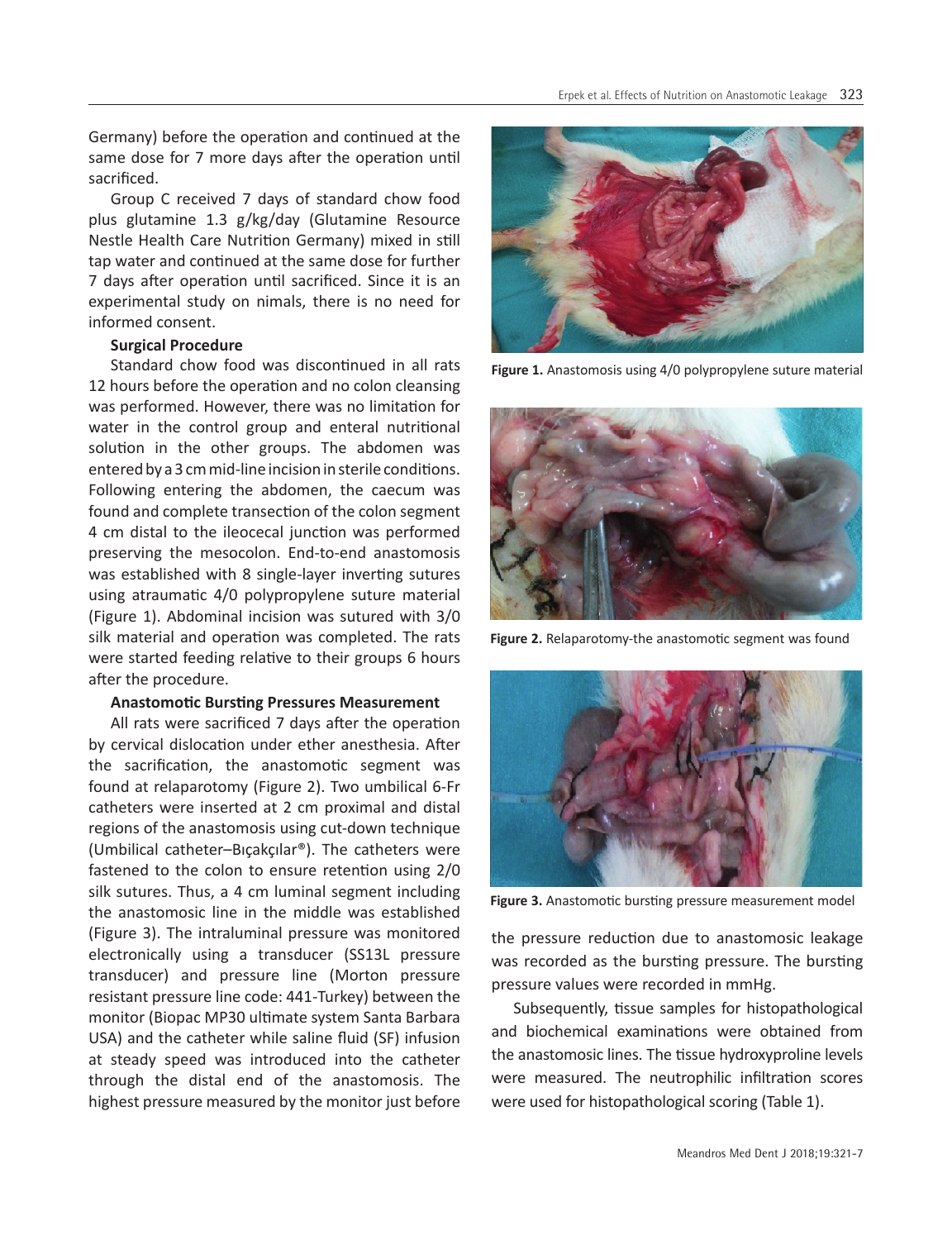Germany) before the operation and continued at the same dose for 7 more days after the operation until sacrificed.

Group C received 7 days of standard chow food plus glutamine 1.3 g/kg/day (Glutamine Resource Nestle Health Care Nutrition Germany) mixed in still tap water and continued at the same dose for further 7 days after operation until sacrificed. Since it is an experimental study on nimals, there is no need for informed consent.

**Surgical Procedure**

Standard chow food was discontinued in all rats 12 hours before the operation and no colon cleansing was performed. However, there was no limitation for water in the control group and enteral nutritional solution in the other groups. The abdomen was entered by a 3 cm mid-line incision in sterile conditions. Following entering the abdomen, the caecum was found and complete transection of the colon segment 4 cm distal to the ileocecal junction was performed preserving the mesocolon. End-to-end anastomosis was established with 8 single-layer inverting sutures using atraumatic 4/0 polypropylene suture material (Figure 1). Abdominal incision was sutured with 3/0 silk material and operation was completed. The rats were started feeding relative to their groups 6 hours after the procedure.

**Anastomotic Bursting Pressures Measurement**

All rats were sacrificed 7 days after the operation by cervical dislocation under ether anesthesia. After the sacrification, the anastomotic segment was found at relaparotomy (Figure 2). Two umbilical 6-Fr catheters were inserted at 2 cm proximal and distal regions of the anastomosis using cut-down technique (Umbilical catheter–Bıçakçılar®). The catheters were fastened to the colon to ensure retention using 2/0 silk sutures. Thus, a 4 cm luminal segment including the anastomosic line in the middle was established (Figure 3). The intraluminal pressure was monitored electronically using a transducer (SS13L pressure transducer) and pressure line (Morton pressure resistant pressure line code: 441-Turkey) between the monitor (Biopac MP30 ultimate system Santa Barbara USA) and the catheter while saline fluid (SF) infusion at steady speed was introduced into the catheter through the distal end of the anastomosis. The highest pressure measured by the monitor just before the pressure reduction due to anastomosic leakage was recorded as the bursting pressure. The bursting pressure values were recorded in mmHg.

**Figure 1.** Anastomosis using 4/0 polypropylene suture material

**Figure 2.** Relaparotomy-the anastomotic segment was found

**Figure 3.** Anastomotic bursting pressure measurement model

Subsequently, tissue samples for histopathological and biochemical examinations were obtained from the anastomosic lines. The tissue hydroxyproline levels were measured. The neutrophilic infiltration scores were used for histopathological scoring (Table 1).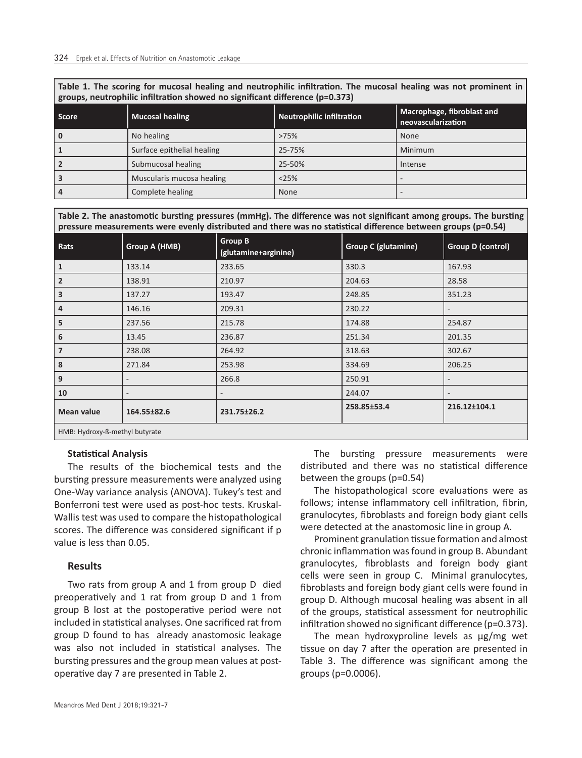**Table 1. The scoring for mucosal healing and neutrophilic infiltration. The mucosal healing was not prominent in groups, neutrophilic infiltration showed no significant difference (p=0.373)**

| Score | Mucosal healing | Neutrophilic infiltration | Macrophage, fibroblast and neovascularization |
|---|---|---|---|
| 0 | No healing | >75% | None |
| 1 | Surface epithelial healing | 25-75% | Minimum |
| 2 | Submucosal healing | 25-50% | Intense |
| 3 | Muscularis mucosa healing | <25% | - |
| 4 | Complete healing | None | - |

**Table 2. The anastomotic bursting pressures (mmHg). The difference was not significant among groups. The bursting pressure measurements were evenly distributed and there was no statistical difference between groups (p=0.54)**

| Rats | Group A (HMB) | Group B (glutamine+arginine) | Group C (glutamine) | Group D (control) |
|---|---|---|---|---|
| 1 | 133.14 | 233.65 | 330.3 | 167.93 |
| 2 | 138.91 | 210.97 | 204.63 | 28.58 |
| 3 | 137.27 | 193.47 | 248.85 | 351.23 |
| 4 | 146.16 | 209.31 | 230.22 | - |
| 5 | 237.56 | 215.78 | 174.88 | 254.87 |
| 6 | 13.45 | 236.87 | 251.34 | 201.35 |
| 7 | 238.08 | 264.92 | 318.63 | 302.67 |
| 8 | 271.84 | 253.98 | 334.69 | 206.25 |
| 9 | - | 266.8 | 250.91 | - |
| 10 | - | - | 244.07 | - |
| **Mean value** | **164.55±82.6** | **231.75±26.2** | **258.85±53.4** | **216.12±104.1** |

HMB: Hydroxy-ß-methyl butyrate

### Statistical Analysis

The results of the biochemical tests and the bursting pressure measurements were analyzed using One-Way variance analysis (ANOVA). Tukey's test and Bonferroni test were used as post-hoc tests. Kruskal-Wallis test was used to compare the histopathological scores. The difference was considered significant if p value is less than 0.05.

## Results

Two rats from group A and 1 from group D died preoperatively and 1 rat from group D and 1 from group B lost at the postoperative period were not included in statistical analyses. One sacrificed rat from group D found to has already anastomosic leakage was also not included in statistical analyses. The bursting pressures and the group mean values at post-operative day 7 are presented in Table 2.

The bursting pressure measurements were distributed and there was no statistical difference between the groups (p=0.54)

The histopathological score evaluations were as follows; intense inflammatory cell infiltration, fibrin, granulocytes, fibroblasts and foreign body giant cells were detected at the anastomosic line in group A.

Prominent granulation tissue formation and almost chronic inflammation was found in group B. Abundant granulocytes, fibroblasts and foreign body giant cells were seen in group C. Minimal granulocytes, fibroblasts and foreign body giant cells were found in group D. Although mucosal healing was absent in all of the groups, statistical assessment for neutrophilic infiltration showed no significant difference (p=0.373).

The mean hydroxyproline levels as µg/mg wet tissue on day 7 after the operation are presented in Table 3. The difference was significant among the groups (p=0.0006).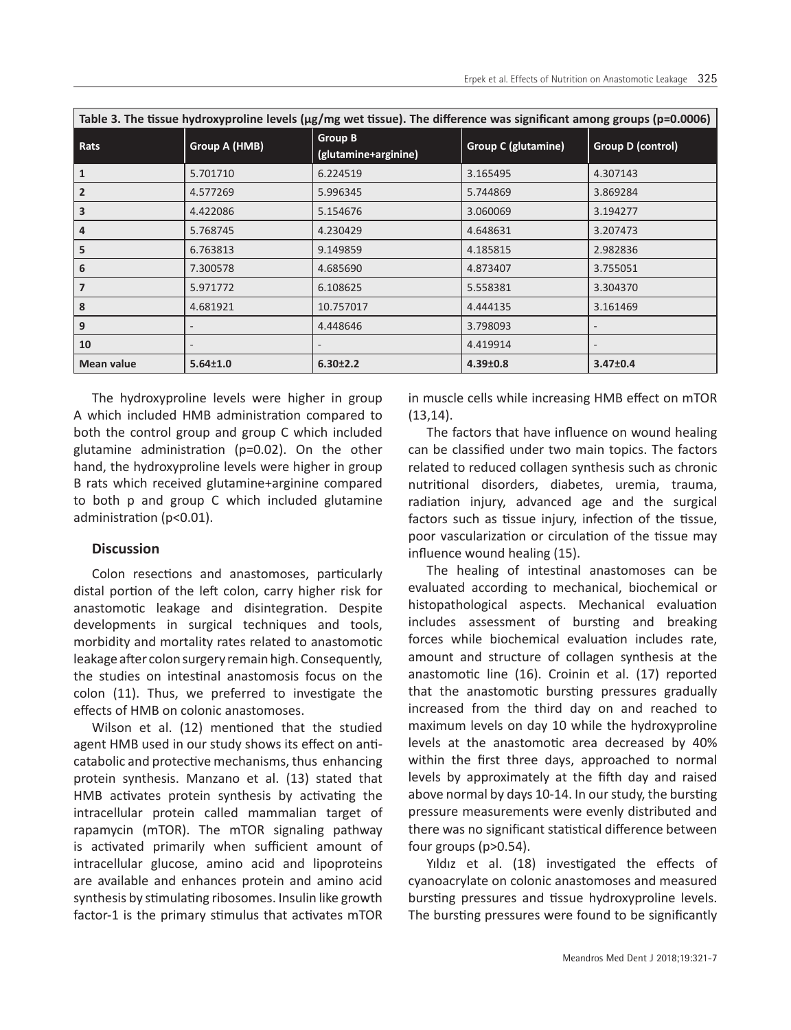| Table 3. The tissue hydroxyproline levels (µg/mg wet tissue). The difference was significant among groups (p=0.0006) | | | | |
|---|---|---|---|---|
| **Rats** | **Group A (HMB)** | **Group B (glutamine+arginine)** | **Group C (glutamine)** | **Group D (control)** |
| **1** | 5.701710 | 6.224519 | 3.165495 | 4.307143 |
| **2** | 4.577269 | 5.996345 | 5.744869 | 3.869284 |
| **3** | 4.422086 | 5.154676 | 3.060069 | 3.194277 |
| **4** | 5.768745 | 4.230429 | 4.648631 | 3.207473 |
| **5** | 6.763813 | 9.149859 | 4.185815 | 2.982836 |
| **6** | 7.300578 | 4.685690 | 4.873407 | 3.755051 |
| **7** | 5.971772 | 6.108625 | 5.558381 | 3.304370 |
| **8** | 4.681921 | 10.757017 | 4.444135 | 3.161469 |
| **9** | - | 4.448646 | 3.798093 | - |
| **10** | - | - | 4.419914 | - |
| **Mean value** | **5.64±1.0** | **6.30±2.2** | **4.39±0.8** | **3.47±0.4** |

The hydroxyproline levels were higher in group A which included HMB administration compared to both the control group and group C which included glutamine administration (p=0.02). On the other hand, the hydroxyproline levels were higher in group B rats which received glutamine+arginine compared to both p and group C which included glutamine administration (p<0.01).

## Discussion

Colon resections and anastomoses, particularly distal portion of the left colon, carry higher risk for anastomotic leakage and disintegration. Despite developments in surgical techniques and tools, morbidity and mortality rates related to anastomotic leakage after colon surgery remain high. Consequently, the studies on intestinal anastomosis focus on the colon (11). Thus, we preferred to investigate the effects of HMB on colonic anastomoses.

Wilson et al. (12) mentioned that the studied agent HMB used in our study shows its effect on anti-catabolic and protective mechanisms, thus enhancing protein synthesis. Manzano et al. (13) stated that HMB activates protein synthesis by activating the intracellular protein called mammalian target of rapamycin (mTOR). The mTOR signaling pathway is activated primarily when sufficient amount of intracellular glucose, amino acid and lipoproteins are available and enhances protein and amino acid synthesis by stimulating ribosomes. Insulin like growth factor-1 is the primary stimulus that activates mTOR in muscle cells while increasing HMB effect on mTOR (13,14).

The factors that have influence on wound healing can be classified under two main topics. The factors related to reduced collagen synthesis such as chronic nutritional disorders, diabetes, uremia, trauma, radiation injury, advanced age and the surgical factors such as tissue injury, infection of the tissue, poor vascularization or circulation of the tissue may influence wound healing (15).

The healing of intestinal anastomoses can be evaluated according to mechanical, biochemical or histopathological aspects. Mechanical evaluation includes assessment of bursting and breaking forces while biochemical evaluation includes rate, amount and structure of collagen synthesis at the anastomotic line (16). Croinin et al. (17) reported that the anastomotic bursting pressures gradually increased from the third day on and reached to maximum levels on day 10 while the hydroxyproline levels at the anastomotic area decreased by 40% within the first three days, approached to normal levels by approximately at the fifth day and raised above normal by days 10-14. In our study, the bursting pressure measurements were evenly distributed and there was no significant statistical difference between four groups (p>0.54).

Yıldız et al. (18) investigated the effects of cyanoacrylate on colonic anastomoses and measured bursting pressures and tissue hydroxyproline levels. The bursting pressures were found to be significantly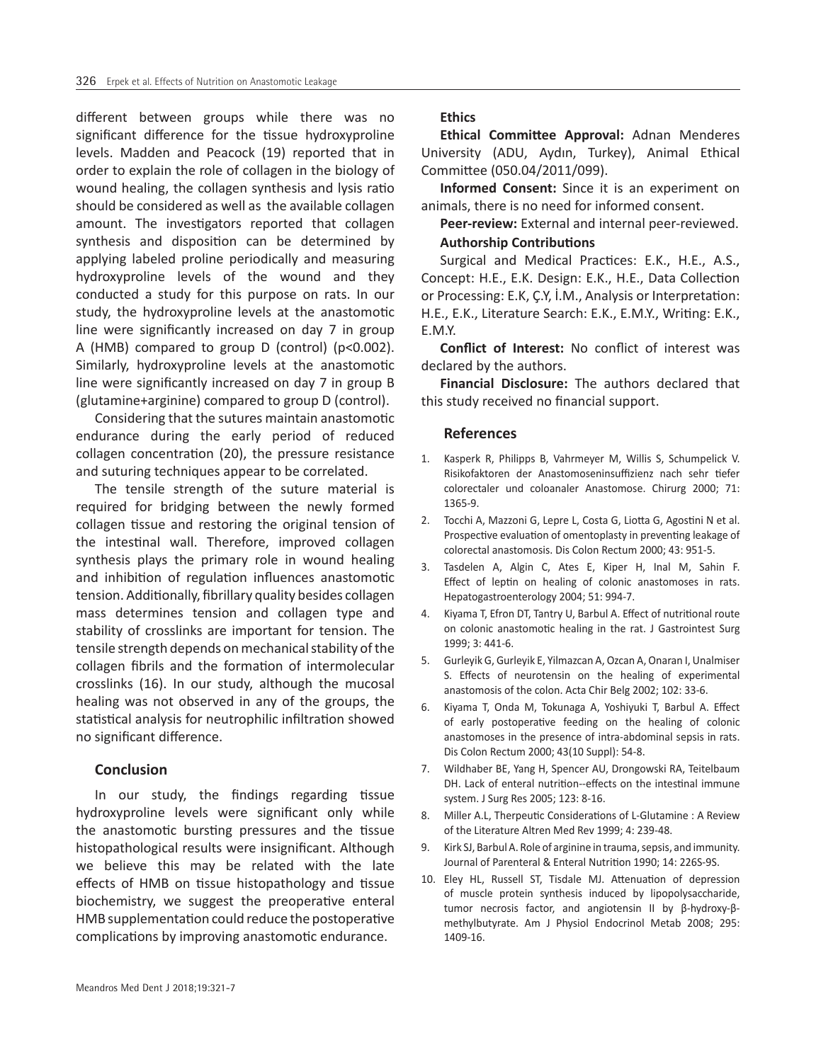different between groups while there was no significant difference for the tissue hydroxyproline levels. Madden and Peacock (19) reported that in order to explain the role of collagen in the biology of wound healing, the collagen synthesis and lysis ratio should be considered as well as the available collagen amount. The investigators reported that collagen synthesis and disposition can be determined by applying labeled proline periodically and measuring hydroxyproline levels of the wound and they conducted a study for this purpose on rats. In our study, the hydroxyproline levels at the anastomotic line were significantly increased on day 7 in group A (HMB) compared to group D (control) ($p<0.002$). Similarly, hydroxyproline levels at the anastomotic line were significantly increased on day 7 in group B (glutamine+arginine) compared to group D (control).

Considering that the sutures maintain anastomotic endurance during the early period of reduced collagen concentration (20), the pressure resistance and suturing techniques appear to be correlated.

The tensile strength of the suture material is required for bridging between the newly formed collagen tissue and restoring the original tension of the intestinal wall. Therefore, improved collagen synthesis plays the primary role in wound healing and inhibition of regulation influences anastomotic tension. Additionally, fibrillary quality besides collagen mass determines tension and collagen type and stability of crosslinks are important for tension. The tensile strength depends on mechanical stability of the collagen fibrils and the formation of intermolecular crosslinks (16). In our study, although the mucosal healing was not observed in any of the groups, the statistical analysis for neutrophilic infiltration showed no significant difference.

## Conclusion

In our study, the findings regarding tissue hydroxyproline levels were significant only while the anastomotic bursting pressures and the tissue histopathological results were insignificant. Although we believe this may be related with the late effects of HMB on tissue histopathology and tissue biochemistry, we suggest the preoperative enteral HMB supplementation could reduce the postoperative complications by improving anastomotic endurance.

### Ethics

**Ethical Committee Approval:** Adnan Menderes University (ADU, Aydın, Turkey), Animal Ethical Committee (050.04/2011/099).

**Informed Consent:** Since it is an experiment on animals, there is no need for informed consent.

**Peer-review:** External and internal peer-reviewed.

**Authorship Contributions**

Surgical and Medical Practices: E.K., H.E., A.S., Concept: H.E., E.K. Design: E.K., H.E., Data Collection or Processing: E.K, Ç.Y, İ.M., Analysis or Interpretation: H.E., E.K., Literature Search: E.K., E.M.Y., Writing: E.K., E.M.Y.

**Conflict of Interest:** No conflict of interest was declared by the authors.

**Financial Disclosure:** The authors declared that this study received no financial support.

## References

1. Kasperk R, Philipps B, Vahrmeyer M, Willis S, Schumpelick V. Risikofaktoren der Anastomoseninsuffizienz nach sehr tiefer colorectaler und coloanaler Anastomose. Chirurg 2000; 71: 1365-9.
2. Tocchi A, Mazzoni G, Lepre L, Costa G, Liotta G, Agostini N et al. Prospective evaluation of omentoplasty in preventing leakage of colorectal anastomosis. Dis Colon Rectum 2000; 43: 951-5.
3. Tasdelen A, Algin C, Ates E, Kiper H, Inal M, Sahin F. Effect of leptin on healing of colonic anastomoses in rats. Hepatogastroenterology 2004; 51: 994-7.
4. Kiyama T, Efron DT, Tantry U, Barbul A. Effect of nutritional route on colonic anastomotic healing in the rat. J Gastrointest Surg 1999; 3: 441-6.
5. Gurleyik G, Gurleyik E, Yilmazcan A, Ozcan A, Onaran I, Unalmiser S. Effects of neurotensin on the healing of experimental anastomosis of the colon. Acta Chir Belg 2002; 102: 33-6.
6. Kiyama T, Onda M, Tokunaga A, Yoshiyuki T, Barbul A. Effect of early postoperative feeding on the healing of colonic anastomoses in the presence of intra-abdominal sepsis in rats. Dis Colon Rectum 2000; 43(10 Suppl): 54-8.
7. Wildhaber BE, Yang H, Spencer AU, Drongowski RA, Teitelbaum DH. Lack of enteral nutrition--effects on the intestinal immune system. J Surg Res 2005; 123: 8-16.
8. Miller A.L, Therpeutic Considerations of L-Glutamine : A Review of the Literature Altren Med Rev 1999; 4: 239-48.
9. Kirk SJ, Barbul A. Role of arginine in trauma, sepsis, and immunity. Journal of Parenteral & Enteral Nutrition 1990; 14: 226S-9S.
10. Eley HL, Russell ST, Tisdale MJ. Attenuation of depression of muscle protein synthesis induced by lipopolysaccharide, tumor necrosis factor, and angiotensin II by β-hydroxy-β-methylbutyrate. Am J Physiol Endocrinol Metab 2008; 295: 1409-16.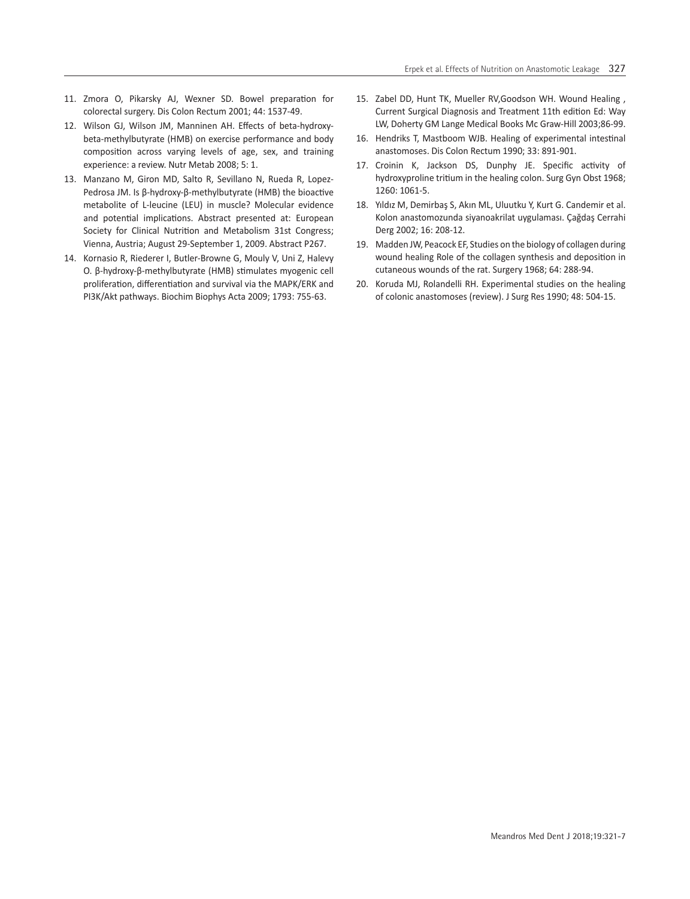11. Zmora O, Pikarsky AJ, Wexner SD. Bowel preparation for colorectal surgery. Dis Colon Rectum 2001; 44: 1537-49.
12. Wilson GJ, Wilson JM, Manninen AH. Effects of beta-hydroxy-beta-methylbutyrate (HMB) on exercise performance and body composition across varying levels of age, sex, and training experience: a review. Nutr Metab 2008; 5: 1.
13. Manzano M, Giron MD, Salto R, Sevillano N, Rueda R, Lopez-Pedrosa JM. Is β-hydroxy-β-methylbutyrate (HMB) the bioactive metabolite of L-leucine (LEU) in muscle? Molecular evidence and potential implications. Abstract presented at: European Society for Clinical Nutrition and Metabolism 31st Congress; Vienna, Austria; August 29-September 1, 2009. Abstract P267.
14. Kornasio R, Riederer I, Butler-Browne G, Mouly V, Uni Z, Halevy O. β-hydroxy-β-methylbutyrate (HMB) stimulates myogenic cell proliferation, differentiation and survival via the MAPK/ERK and PI3K/Akt pathways. Biochim Biophys Acta 2009; 1793: 755-63.
15. Zabel DD, Hunt TK, Mueller RV,Goodson WH. Wound Healing , Current Surgical Diagnosis and Treatment 11th edition Ed: Way LW, Doherty GM Lange Medical Books Mc Graw-Hill 2003;86-99.
16. Hendriks T, Mastboom WJB. Healing of experimental intestinal anastomoses. Dis Colon Rectum 1990; 33: 891-901.
17. Croinin K, Jackson DS, Dunphy JE. Specific activity of hydroxyproline tritium in the healing colon. Surg Gyn Obst 1968; 1260: 1061-5.
18. Yıldız M, Demirbaş S, Akın ML, Uluutku Y, Kurt G. Candemir et al. Kolon anastomozunda siyanoakrilat uygulaması. Çağdaş Cerrahi Derg 2002; 16: 208-12.
19. Madden JW, Peacock EF, Studies on the biology of collagen during wound healing Role of the collagen synthesis and deposition in cutaneous wounds of the rat. Surgery 1968; 64: 288-94.
20. Koruda MJ, Rolandelli RH. Experimental studies on the healing of colonic anastomoses (review). J Surg Res 1990; 48: 504-15.